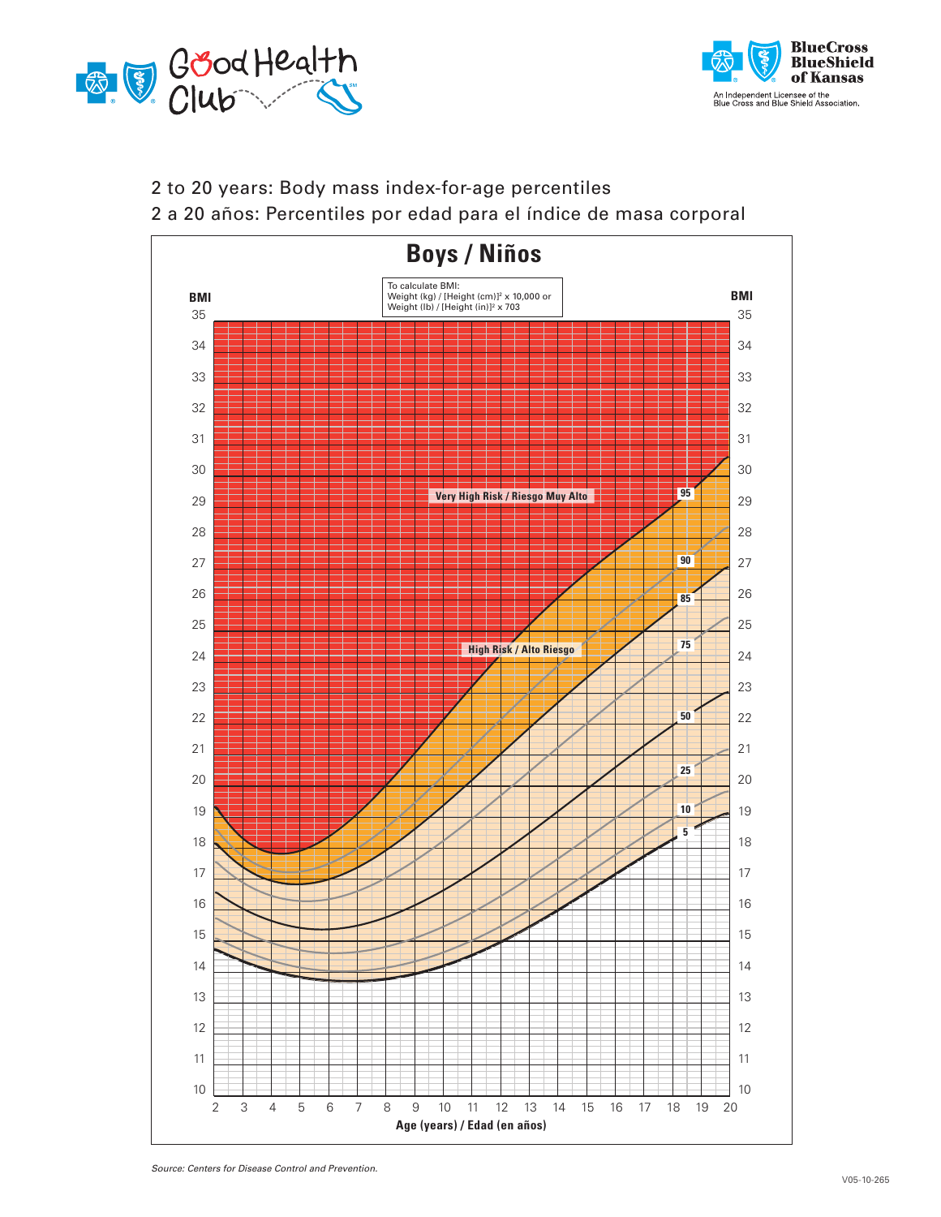2 to 20 years: Body mass index-for-age percentiles

2 a 20 años: Percentiles por edad para el índice de masa corporal

# Boys / Niños

To calculate BMI:
Weight (kg) / [Height (cm)]$^2$ x 10,000 or
Weight (lb) / [Height (in)]$^2$ x 703

BMI

Very High Risk / Riesgo Muy Alto

High Risk / Alto Riesgo

95 90 85 75 50 25 10 5

Age (years) / Edad (en años)

*Source: Centers for Disease Control and Prevention.*

V05-10-265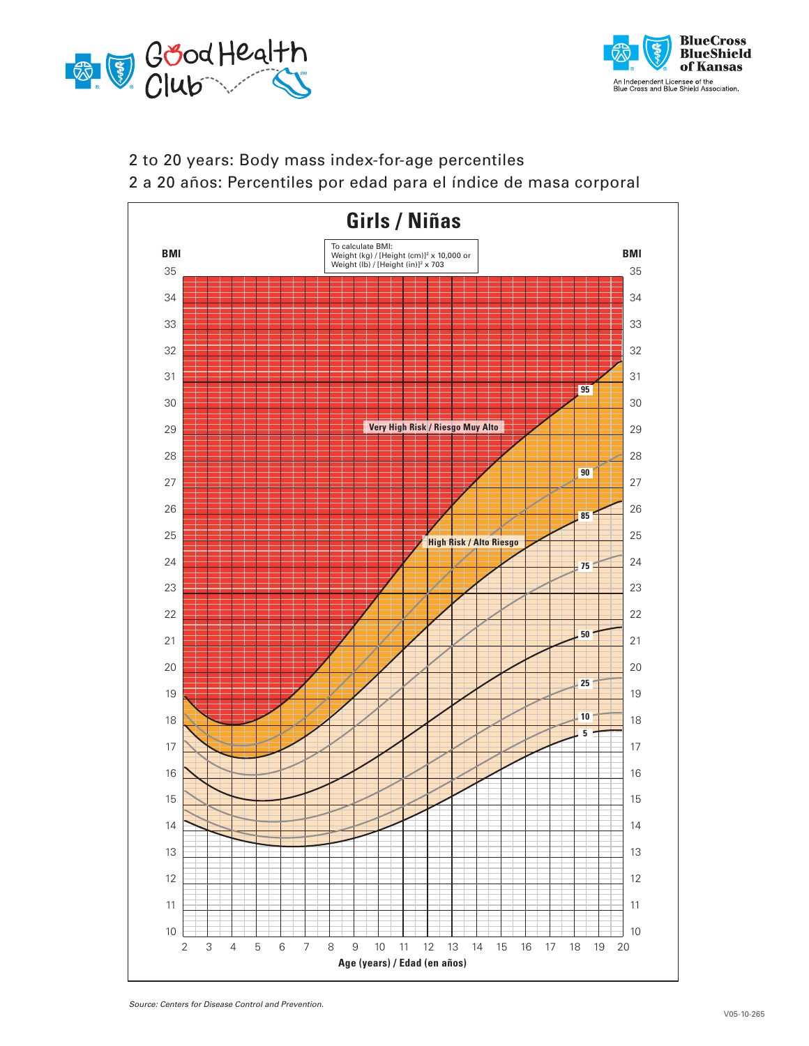Good Health Club[SM]

BlueCross BlueShield of Kansas

An Independent Licensee of the Blue Cross and Blue Shield Association.

2 to 20 years: Body mass index-for-age percentiles

2 a 20 años: Percentiles por edad para el índice de masa corporal

## Girls / Niñas

To calculate BMI:
Weight (kg) / [Height (cm)]$^2$ x 10,000 or
Weight (lb) / [Height (in)]$^2$ x 703

BMI

35 34 33 32 31 30 29 28 27 26 25 24 23 22 21 20 19 18 17 16 15 14 13 12 11 10

Very High Risk / Riesgo Muy Alto

High Risk / Alto Riesgo

95
90
85
75
50
25
10
5

2 3 4 5 6 7 8 9 10 11 12 13 14 15 16 17 18 19 20

Age (years) / Edad (en años)

*Source: Centers for Disease Control and Prevention.*

V05-10-265